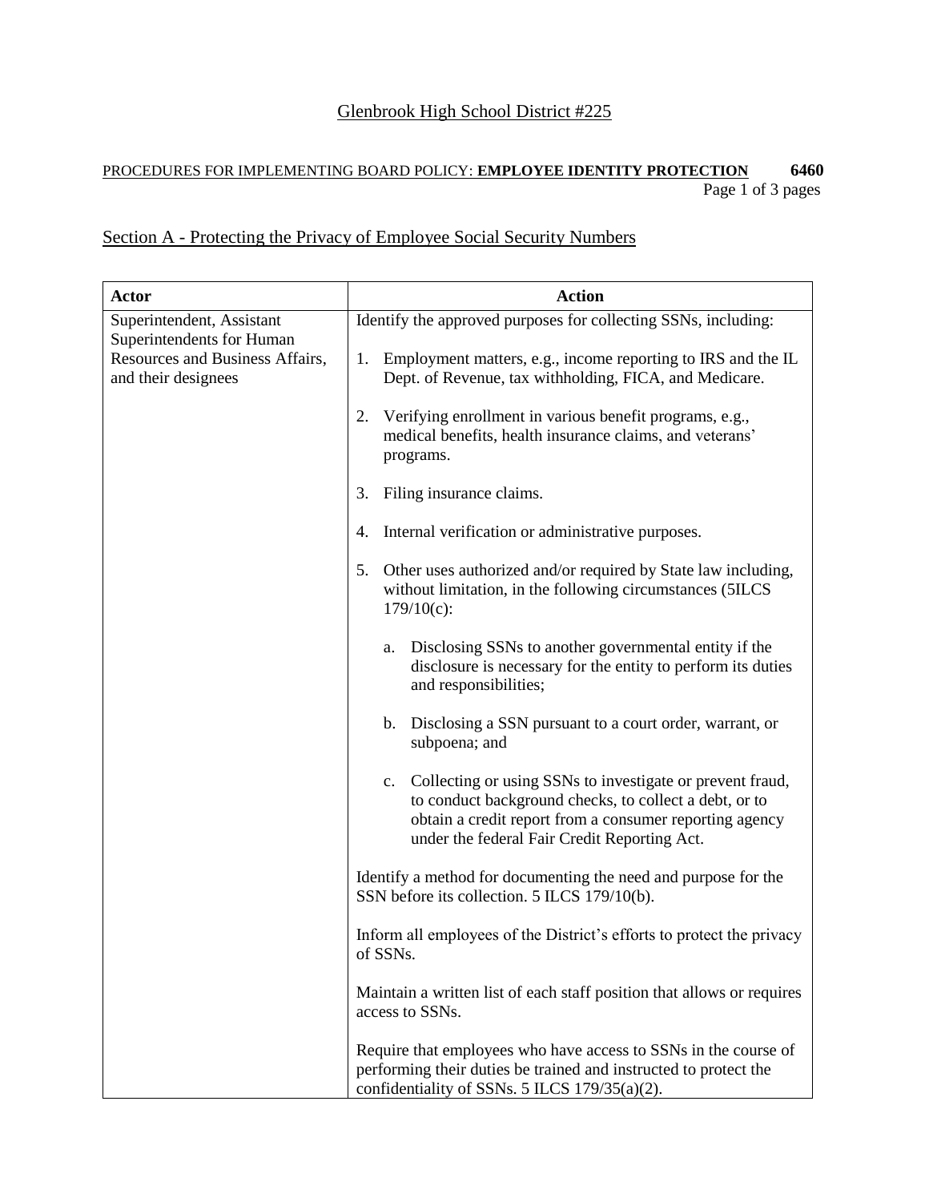Glenbrook High School District #225

PROCEDURES FOR IMPLEMENTING BOARD POLICY: **EMPLOYEE IDENTITY PROTECTION** **6460**

## Section A - Protecting the Privacy of Employee Social Security Numbers

| Actor | Action |
|---|---|
| Superintendent, Assistant Superintendents for Human Resources and Business Affairs, and their designees | Identify the approved purposes for collecting SSNs, including:<br><br>1. Employment matters, e.g., income reporting to IRS and the IL Dept. of Revenue, tax withholding, FICA, and Medicare.<br><br>2. Verifying enrollment in various benefit programs, e.g., medical benefits, health insurance claims, and veterans' programs.<br><br>3. Filing insurance claims.<br><br>4. Internal verification or administrative purposes.<br><br>5. Other uses authorized and/or required by State law including, without limitation, in the following circumstances (5ILCS 179/10(c):<br><br>a. Disclosing SSNs to another governmental entity if the disclosure is necessary for the entity to perform its duties and responsibilities;<br><br>b. Disclosing a SSN pursuant to a court order, warrant, or subpoena; and<br><br>c. Collecting or using SSNs to investigate or prevent fraud, to conduct background checks, to collect a debt, or to obtain a credit report from a consumer reporting agency under the federal Fair Credit Reporting Act.<br><br>Identify a method for documenting the need and purpose for the SSN before its collection. 5 ILCS 179/10(b).<br><br>Inform all employees of the District's efforts to protect the privacy of SSNs.<br><br>Maintain a written list of each staff position that allows or requires access to SSNs.<br><br>Require that employees who have access to SSNs in the course of performing their duties be trained and instructed to protect the confidentiality of SSNs. 5 ILCS 179/35(a)(2). |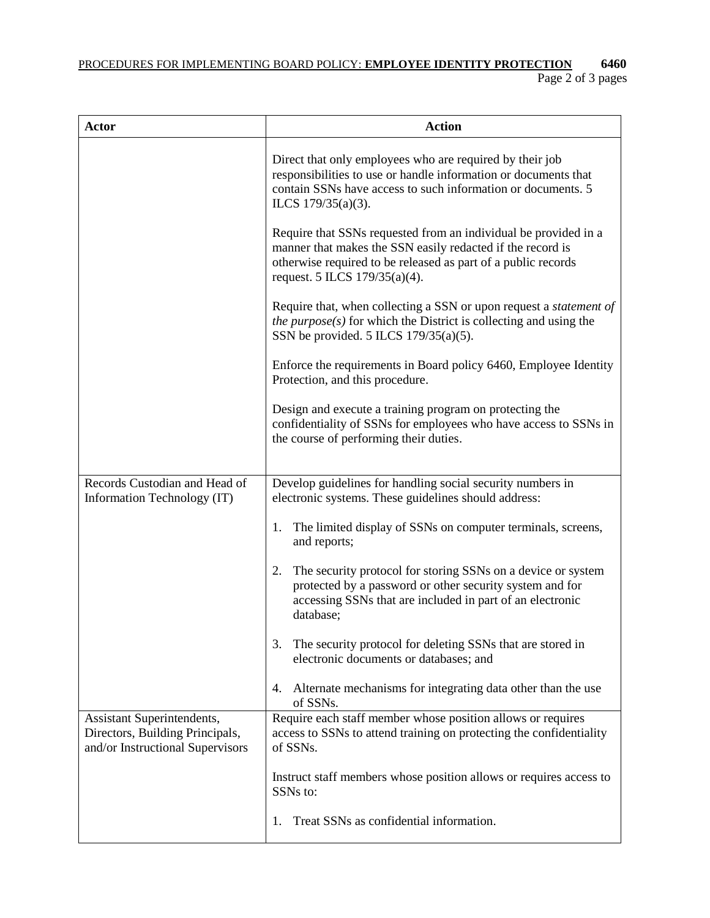| Actor | Action |
|---|---|
| | Direct that only employees who are required by their job responsibilities to use or handle information or documents that contain SSNs have access to such information or documents. 5 ILCS 179/35(a)(3).<br><br>Require that SSNs requested from an individual be provided in a manner that makes the SSN easily redacted if the record is otherwise required to be released as part of a public records request. 5 ILCS 179/35(a)(4).<br><br>Require that, when collecting a SSN or upon request a *statement of the purpose(s)* for which the District is collecting and using the SSN be provided. 5 ILCS 179/35(a)(5).<br><br>Enforce the requirements in Board policy 6460, Employee Identity Protection, and this procedure.<br><br>Design and execute a training program on protecting the confidentiality of SSNs for employees who have access to SSNs in the course of performing their duties. |
| Records Custodian and Head of Information Technology (IT) | Develop guidelines for handling social security numbers in electronic systems. These guidelines should address:<br><br>1. The limited display of SSNs on computer terminals, screens, and reports;<br><br>2. The security protocol for storing SSNs on a device or system protected by a password or other security system and for accessing SSNs that are included in part of an electronic database;<br><br>3. The security protocol for deleting SSNs that are stored in electronic documents or databases; and<br><br>4. Alternate mechanisms for integrating data other than the use of SSNs. |
| Assistant Superintendents, Directors, Building Principals, and/or Instructional Supervisors | Require each staff member whose position allows or requires access to SSNs to attend training on protecting the confidentiality of SSNs.<br><br>Instruct staff members whose position allows or requires access to SSNs to:<br><br>1. Treat SSNs as confidential information. |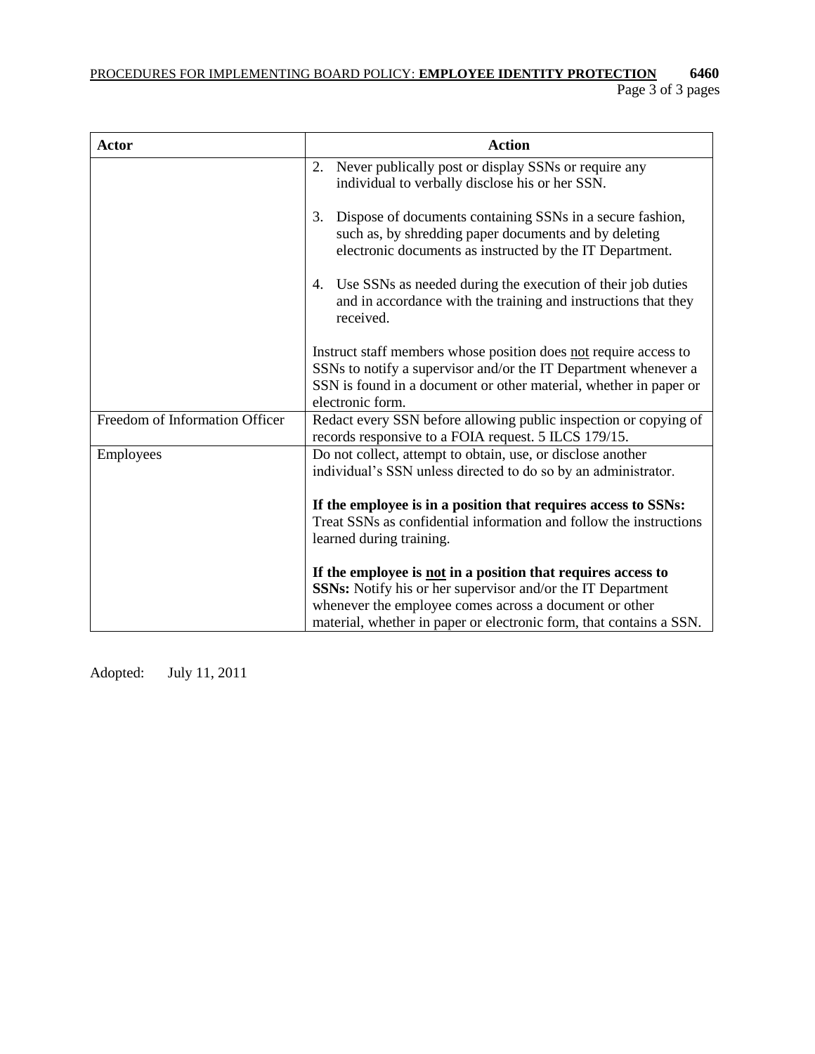| Actor | Action |
|---|---|
| | 2. Never publically post or display SSNs or require any individual to verbally disclose his or her SSN.<br><br>3. Dispose of documents containing SSNs in a secure fashion, such as, by shredding paper documents and by deleting electronic documents as instructed by the IT Department.<br><br>4. Use SSNs as needed during the execution of their job duties and in accordance with the training and instructions that they received.<br><br>Instruct staff members whose position does <u>not</u> require access to SSNs to notify a supervisor and/or the IT Department whenever a SSN is found in a document or other material, whether in paper or electronic form. |
| Freedom of Information Officer | Redact every SSN before allowing public inspection or copying of records responsive to a FOIA request. 5 ILCS 179/15. |
| Employees | Do not collect, attempt to obtain, use, or disclose another individual's SSN unless directed to do so by an administrator.<br><br>**If the employee is in a position that requires access to SSNs:** Treat SSNs as confidential information and follow the instructions learned during training.<br><br>**If the employee is <u>not</u> in a position that requires access to SSNs:** Notify his or her supervisor and/or the IT Department whenever the employee comes across a document or other material, whether in paper or electronic form, that contains a SSN. |

Adopted: July 11, 2011